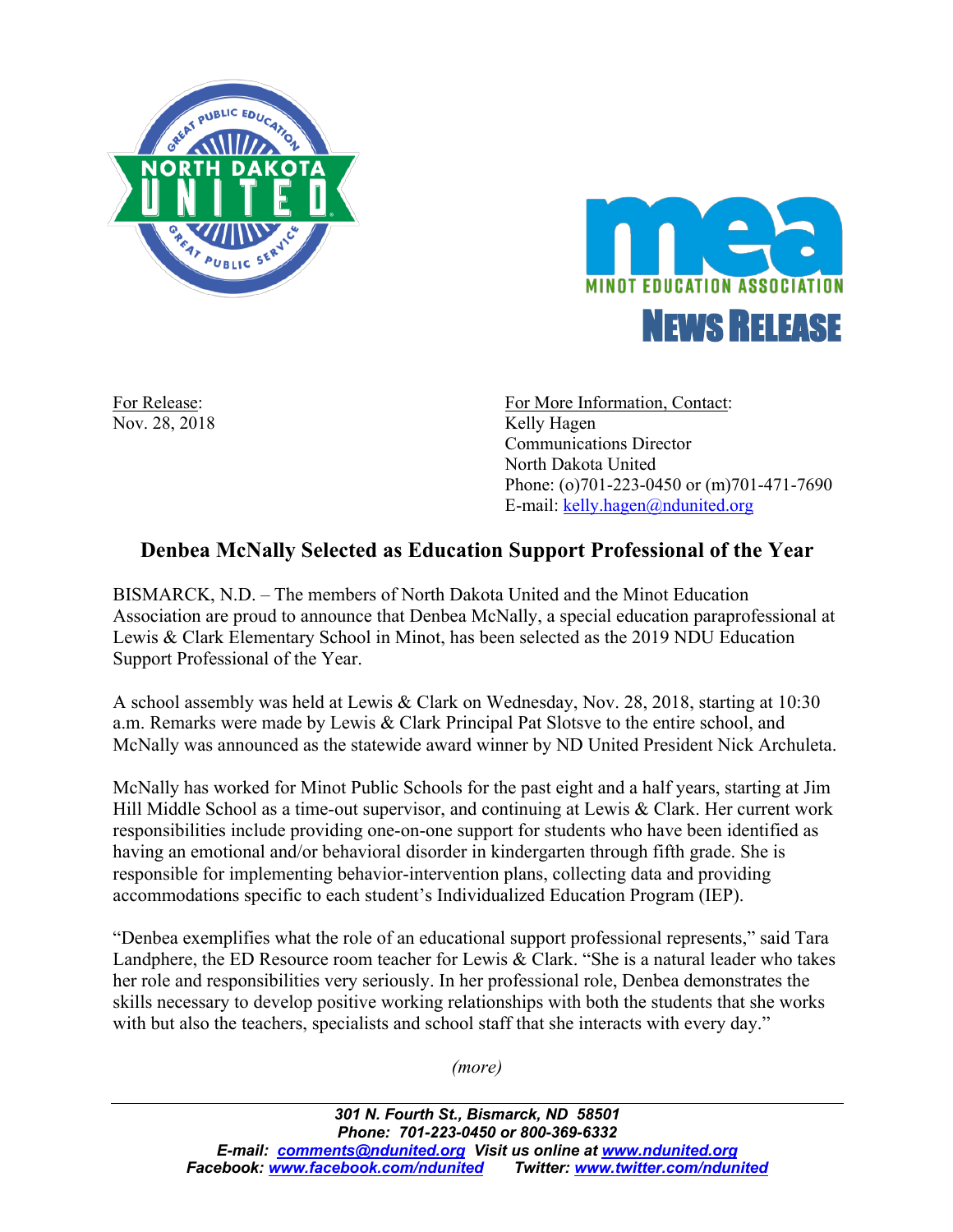**NEWS RELEASE**

For Release:
Nov. 28, 2018

For More Information, Contact:
Kelly Hagen
Communications Director
North Dakota United
Phone: (o)701-223-0450 or (m)701-471-7690
E-mail: kelly.hagen@ndunited.org

## Denbea McNally Selected as Education Support Professional of the Year

BISMARCK, N.D. – The members of North Dakota United and the Minot Education Association are proud to announce that Denbea McNally, a special education paraprofessional at Lewis & Clark Elementary School in Minot, has been selected as the 2019 NDU Education Support Professional of the Year.

A school assembly was held at Lewis & Clark on Wednesday, Nov. 28, 2018, starting at 10:30 a.m. Remarks were made by Lewis & Clark Principal Pat Slotsve to the entire school, and McNally was announced as the statewide award winner by ND United President Nick Archuleta.

McNally has worked for Minot Public Schools for the past eight and a half years, starting at Jim Hill Middle School as a time-out supervisor, and continuing at Lewis & Clark. Her current work responsibilities include providing one-on-one support for students who have been identified as having an emotional and/or behavioral disorder in kindergarten through fifth grade. She is responsible for implementing behavior-intervention plans, collecting data and providing accommodations specific to each student's Individualized Education Program (IEP).

"Denbea exemplifies what the role of an educational support professional represents," said Tara Landphere, the ED Resource room teacher for Lewis & Clark. "She is a natural leader who takes her role and responsibilities very seriously. In her professional role, Denbea demonstrates the skills necessary to develop positive working relationships with both the students that she works with but also the teachers, specialists and school staff that she interacts with every day."

*(more)*

*301 N. Fourth St., Bismarck, ND 58501*
*Phone: 701-223-0450 or 800-369-6332*
*E-mail: comments@ndunited.org Visit us online at www.ndunited.org*
*Facebook: www.facebook.com/ndunited Twitter: www.twitter.com/ndunited*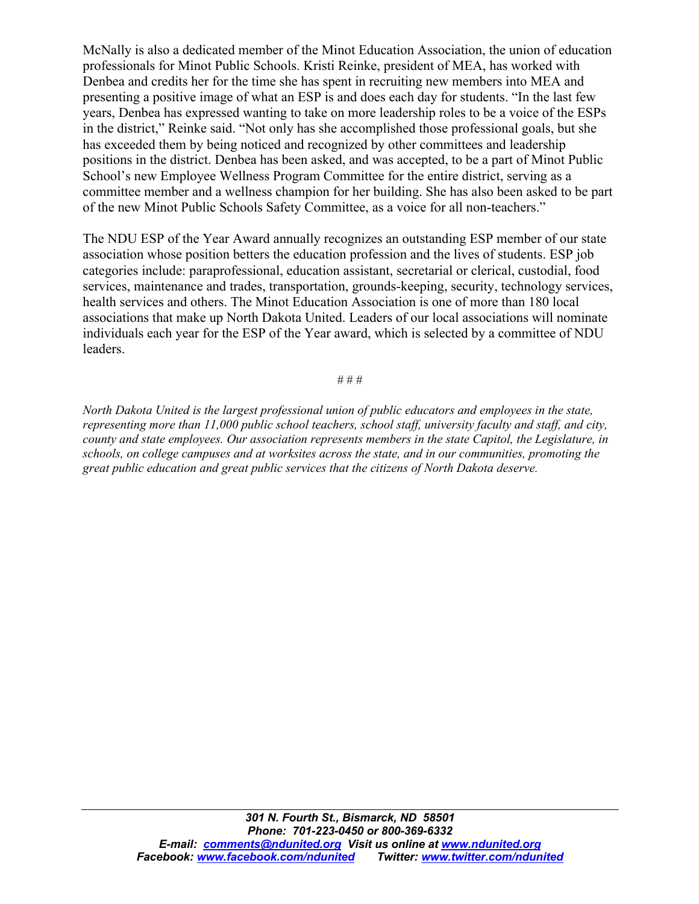McNally is also a dedicated member of the Minot Education Association, the union of education professionals for Minot Public Schools. Kristi Reinke, president of MEA, has worked with Denbea and credits her for the time she has spent in recruiting new members into MEA and presenting a positive image of what an ESP is and does each day for students. “In the last few years, Denbea has expressed wanting to take on more leadership roles to be a voice of the ESPs in the district,” Reinke said. “Not only has she accomplished those professional goals, but she has exceeded them by being noticed and recognized by other committees and leadership positions in the district. Denbea has been asked, and was accepted, to be a part of Minot Public School’s new Employee Wellness Program Committee for the entire district, serving as a committee member and a wellness champion for her building. She has also been asked to be part of the new Minot Public Schools Safety Committee, as a voice for all non-teachers.”

The NDU ESP of the Year Award annually recognizes an outstanding ESP member of our state association whose position betters the education profession and the lives of students. ESP job categories include: paraprofessional, education assistant, secretarial or clerical, custodial, food services, maintenance and trades, transportation, grounds-keeping, security, technology services, health services and others. The Minot Education Association is one of more than 180 local associations that make up North Dakota United. Leaders of our local associations will nominate individuals each year for the ESP of the Year award, which is selected by a committee of NDU leaders.

# # #

*North Dakota United is the largest professional union of public educators and employees in the state, representing more than 11,000 public school teachers, school staff, university faculty and staff, and city, county and state employees. Our association represents members in the state Capitol, the Legislature, in schools, on college campuses and at worksites across the state, and in our communities, promoting the great public education and great public services that the citizens of North Dakota deserve.*

***301 N. Fourth St., Bismarck, ND 58501***
***Phone: 701-223-0450 or 800-369-6332***
***E-mail: comments@ndunited.org Visit us online at www.ndunited.org***
***Facebook: www.facebook.com/ndunited Twitter: www.twitter.com/ndunited***